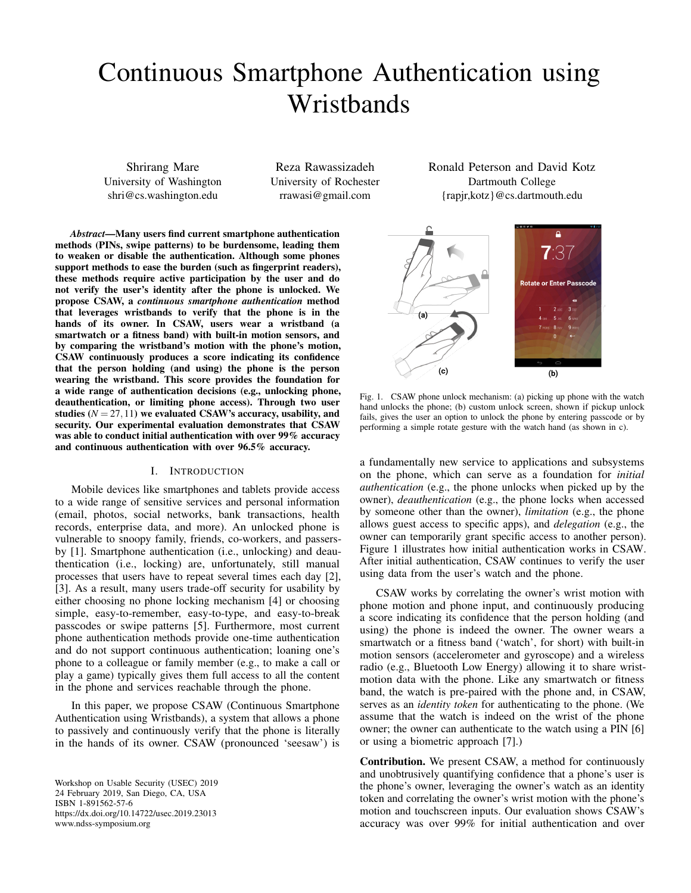# Continuous Smartphone Authentication using Wristbands

Shrirang Mare
University of Washington
shri@cs.washington.edu

Reza Rawassizadeh
University of Rochester
rrawasi@gmail.com

Ronald Peterson and David Kotz
Dartmouth College
{rapjr,kotz}@cs.dartmouth.edu

***Abstract*—Many users find current smartphone authentication methods (PINs, swipe patterns) to be burdensome, leading them to weaken or disable the authentication. Although some phones support methods to ease the burden (such as fingerprint readers), these methods require active participation by the user and do not verify the user's identity after the phone is unlocked. We propose CSAW, a *continuous smartphone authentication* method that leverages wristbands to verify that the phone is in the hands of its owner. In CSAW, users wear a wristband (a smartwatch or a fitness band) with built-in motion sensors, and by comparing the wristband's motion with the phone's motion, CSAW continuously produces a score indicating its confidence that the person holding (and using) the phone is the person wearing the wristband. This score provides the foundation for a wide range of authentication decisions (e.g., unlocking phone, deauthentication, or limiting phone access). Through two user studies ($N = 27, 11$) we evaluated CSAW's accuracy, usability, and security. Our experimental evaluation demonstrates that CSAW was able to conduct initial authentication with over 99% accuracy and continuous authentication with over 96.5% accuracy.**

## I. Introduction

Mobile devices like smartphones and tablets provide access to a wide range of sensitive services and personal information (email, photos, social networks, bank transactions, health records, enterprise data, and more). An unlocked phone is vulnerable to snoopy family, friends, co-workers, and passers-by [1]. Smartphone authentication (i.e., unlocking) and deauthentication (i.e., locking) are, unfortunately, still manual processes that users have to repeat several times each day [2], [3]. As a result, many users trade-off security for usability by either choosing no phone locking mechanism [4] or choosing simple, easy-to-remember, easy-to-type, and easy-to-break passcodes or swipe patterns [5]. Furthermore, most current phone authentication methods provide one-time authentication and do not support continuous authentication; loaning one's phone to a colleague or family member (e.g., to make a call or play a game) typically gives them full access to all the content in the phone and services reachable through the phone.

In this paper, we propose CSAW (Continuous Smartphone Authentication using Wristbands), a system that allows a phone to passively and continuously verify that the phone is literally in the hands of its owner. CSAW (pronounced 'seesaw') is

Workshop on Usable Security (USEC) 2019
24 February 2019, San Diego, CA, USA
ISBN 1-891562-57-6
https://dx.doi.org/10.14722/usec.2019.23013
www.ndss-symposium.org

(a)

(b)

(c)

7:37

Rotate or Enter Passcode

Fig. 1. CSAW phone unlock mechanism: (a) picking up phone with the watch hand unlocks the phone; (b) custom unlock screen, shown if pickup unlock fails, gives the user an option to unlock the phone by entering passcode or by performing a simple rotate gesture with the watch hand (as shown in c).

a fundamentally new service to applications and subsystems on the phone, which can serve as a foundation for *initial authentication* (e.g., the phone unlocks when picked up by the owner), *deauthentication* (e.g., the phone locks when accessed by someone other than the owner), *limitation* (e.g., the phone allows guest access to specific apps), and *delegation* (e.g., the owner can temporarily grant specific access to another person). Figure 1 illustrates how initial authentication works in CSAW. After initial authentication, CSAW continues to verify the user using data from the user's watch and the phone.

CSAW works by correlating the owner's wrist motion with phone motion and phone input, and continuously producing a score indicating its confidence that the person holding (and using) the phone is indeed the owner. The owner wears a smartwatch or a fitness band ('watch', for short) with built-in motion sensors (accelerometer and gyroscope) and a wireless radio (e.g., Bluetooth Low Energy) allowing it to share wrist-motion data with the phone. Like any smartwatch or fitness band, the watch is pre-paired with the phone and, in CSAW, serves as an *identity token* for authenticating to the phone. (We assume that the watch is indeed on the wrist of the phone owner; the owner can authenticate to the watch using a PIN [6] or using a biometric approach [7].)

**Contribution.** We present CSAW, a method for continuously and unobtrusively quantifying confidence that a phone's user is the phone's owner, leveraging the owner's watch as an identity token and correlating the owner's wrist motion with the phone's motion and touchscreen inputs. Our evaluation shows CSAW's accuracy was over 99% for initial authentication and over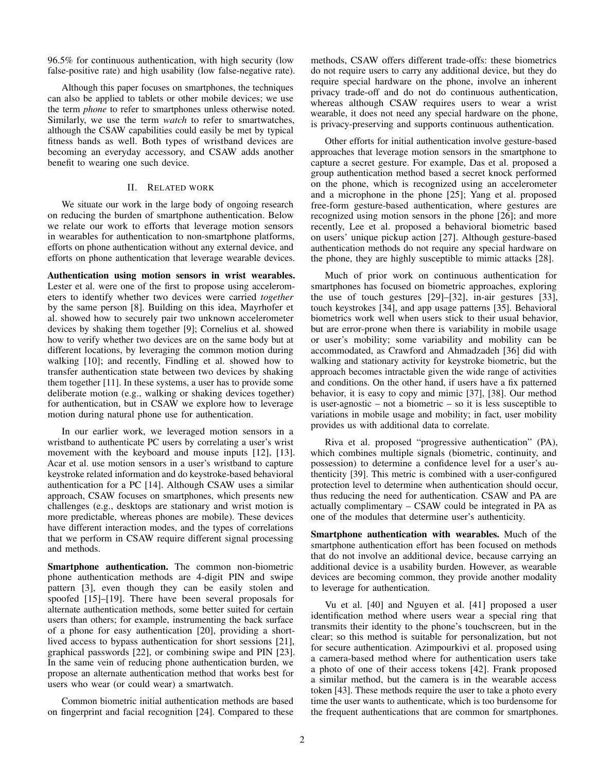96.5% for continuous authentication, with high security (low false-positive rate) and high usability (low false-negative rate).

Although this paper focuses on smartphones, the techniques can also be applied to tablets or other mobile devices; we use the term *phone* to refer to smartphones unless otherwise noted. Similarly, we use the term *watch* to refer to smartwatches, although the CSAW capabilities could easily be met by typical fitness bands as well. Both types of wristband devices are becoming an everyday accessory, and CSAW adds another benefit to wearing one such device.

## II. Related work

We situate our work in the large body of ongoing research on reducing the burden of smartphone authentication. Below we relate our work to efforts that leverage motion sensors in wearables for authentication to non-smartphone platforms, efforts on phone authentication without any external device, and efforts on phone authentication that leverage wearable devices.

**Authentication using motion sensors in wrist wearables.** Lester et al. were one of the first to propose using accelerometers to identify whether two devices were carried *together* by the same person [8]. Building on this idea, Mayrhofer et al. showed how to securely pair two unknown accelerometer devices by shaking them together [9]; Cornelius et al. showed how to verify whether two devices are on the same body but at different locations, by leveraging the common motion during walking [10]; and recently, Findling et al. showed how to transfer authentication state between two devices by shaking them together [11]. In these systems, a user has to provide some deliberate motion (e.g., walking or shaking devices together) for authentication, but in CSAW we explore how to leverage motion during natural phone use for authentication.

In our earlier work, we leveraged motion sensors in a wristband to authenticate PC users by correlating a user's wrist movement with the keyboard and mouse inputs [12], [13]. Acar et al. use motion sensors in a user's wristband to capture keystroke related information and do keystroke-based behavioral authentication for a PC [14]. Although CSAW uses a similar approach, CSAW focuses on smartphones, which presents new challenges (e.g., desktops are stationary and wrist motion is more predictable, whereas phones are mobile). These devices have different interaction modes, and the types of correlations that we perform in CSAW require different signal processing and methods.

**Smartphone authentication.** The common non-biometric phone authentication methods are 4-digit PIN and swipe pattern [3], even though they can be easily stolen and spoofed [15]–[19]. There have been several proposals for alternate authentication methods, some better suited for certain users than others; for example, instrumenting the back surface of a phone for easy authentication [20], providing a short-lived access to bypass authentication for short sessions [21], graphical passwords [22], or combining swipe and PIN [23]. In the same vein of reducing phone authentication burden, we propose an alternate authentication method that works best for users who wear (or could wear) a smartwatch.

Common biometric initial authentication methods are based on fingerprint and facial recognition [24]. Compared to these methods, CSAW offers different trade-offs: these biometrics do not require users to carry any additional device, but they do require special hardware on the phone, involve an inherent privacy trade-off and do not do continuous authentication, whereas although CSAW requires users to wear a wrist wearable, it does not need any special hardware on the phone, is privacy-preserving and supports continuous authentication.

Other efforts for initial authentication involve gesture-based approaches that leverage motion sensors in the smartphone to capture a secret gesture. For example, Das et al. proposed a group authentication method based a secret knock performed on the phone, which is recognized using an accelerometer and a microphone in the phone [25]; Yang et al. proposed free-form gesture-based authentication, where gestures are recognized using motion sensors in the phone [26]; and more recently, Lee et al. proposed a behavioral biometric based on users' unique pickup action [27]. Although gesture-based authentication methods do not require any special hardware on the phone, they are highly susceptible to mimic attacks [28].

Much of prior work on continuous authentication for smartphones has focused on biometric approaches, exploring the use of touch gestures [29]–[32], in-air gestures [33], touch keystrokes [34], and app usage patterns [35]. Behavioral biometrics work well when users stick to their usual behavior, but are error-prone when there is variability in mobile usage or user's mobility; some variability and mobility can be accommodated, as Crawford and Ahmadzadeh [36] did with walking and stationary activity for keystroke biometric, but the approach becomes intractable given the wide range of activities and conditions. On the other hand, if users have a fix patterned behavior, it is easy to copy and mimic [37], [38]. Our method is user-agnostic – not a biometric – so it is less susceptible to variations in mobile usage and mobility; in fact, user mobility provides us with additional data to correlate.

Riva et al. proposed "progressive authentication" (PA), which combines multiple signals (biometric, continuity, and possession) to determine a confidence level for a user's authenticity [39]. This metric is combined with a user-configured protection level to determine when authentication should occur, thus reducing the need for authentication. CSAW and PA are actually complimentary – CSAW could be integrated in PA as one of the modules that determine user's authenticity.

**Smartphone authentication with wearables.** Much of the smartphone authentication effort has been focused on methods that do not involve an additional device, because carrying an additional device is a usability burden. However, as wearable devices are becoming common, they provide another modality to leverage for authentication.

Vu et al. [40] and Nguyen et al. [41] proposed a user identification method where users wear a special ring that transmits their identity to the phone's touchscreen, but in the clear; so this method is suitable for personalization, but not for secure authentication. Azimpourkivi et al. proposed using a camera-based method where for authentication users take a photo of one of their access tokens [42]. Frank proposed a similar method, but the camera is in the wearable access token [43]. These methods require the user to take a photo every time the user wants to authenticate, which is too burdensome for the frequent authentications that are common for smartphones.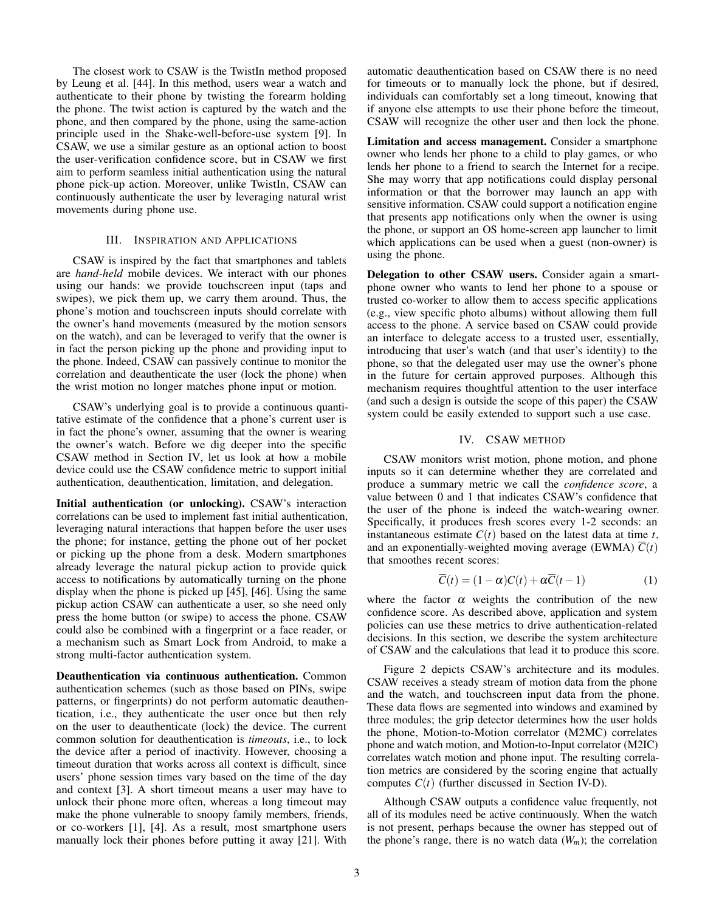The closest work to CSAW is the TwistIn method proposed by Leung et al. [44]. In this method, users wear a watch and authenticate to their phone by twisting the forearm holding the phone. The twist action is captured by the watch and the phone, and then compared by the phone, using the same-action principle used in the Shake-well-before-use system [9]. In CSAW, we use a similar gesture as an optional action to boost the user-verification confidence score, but in CSAW we first aim to perform seamless initial authentication using the natural phone pick-up action. Moreover, unlike TwistIn, CSAW can continuously authenticate the user by leveraging natural wrist movements during phone use.

## III. Inspiration and Applications

CSAW is inspired by the fact that smartphones and tablets are *hand-held* mobile devices. We interact with our phones using our hands: we provide touchscreen input (taps and swipes), we pick them up, we carry them around. Thus, the phone's motion and touchscreen inputs should correlate with the owner's hand movements (measured by the motion sensors on the watch), and can be leveraged to verify that the owner is in fact the person picking up the phone and providing input to the phone. Indeed, CSAW can passively continue to monitor the correlation and deauthenticate the user (lock the phone) when the wrist motion no longer matches phone input or motion.

CSAW's underlying goal is to provide a continuous quantitative estimate of the confidence that a phone's current user is in fact the phone's owner, assuming that the owner is wearing the owner's watch. Before we dig deeper into the specific CSAW method in Section IV, let us look at how a mobile device could use the CSAW confidence metric to support initial authentication, deauthentication, limitation, and delegation.

**Initial authentication (or unlocking).** CSAW's interaction correlations can be used to implement fast initial authentication, leveraging natural interactions that happen before the user uses the phone; for instance, getting the phone out of her pocket or picking up the phone from a desk. Modern smartphones already leverage the natural pickup action to provide quick access to notifications by automatically turning on the phone display when the phone is picked up [45], [46]. Using the same pickup action CSAW can authenticate a user, so she need only press the home button (or swipe) to access the phone. CSAW could also be combined with a fingerprint or a face reader, or a mechanism such as Smart Lock from Android, to make a strong multi-factor authentication system.

**Deauthentication via continuous authentication.** Common authentication schemes (such as those based on PINs, swipe patterns, or fingerprints) do not perform automatic deauthentication, i.e., they authenticate the user once but then rely on the user to deauthenticate (lock) the device. The current common solution for deauthentication is *timeouts*, i.e., to lock the device after a period of inactivity. However, choosing a timeout duration that works across all context is difficult, since users' phone session times vary based on the time of the day and context [3]. A short timeout means a user may have to unlock their phone more often, whereas a long timeout may make the phone vulnerable to snoopy family members, friends, or co-workers [1], [4]. As a result, most smartphone users manually lock their phones before putting it away [21]. With automatic deauthentication based on CSAW there is no need for timeouts or to manually lock the phone, but if desired, individuals can comfortably set a long timeout, knowing that if anyone else attempts to use their phone before the timeout, CSAW will recognize the other user and then lock the phone.

**Limitation and access management.** Consider a smartphone owner who lends her phone to a child to play games, or who lends her phone to a friend to search the Internet for a recipe. She may worry that app notifications could display personal information or that the borrower may launch an app with sensitive information. CSAW could support a notification engine that presents app notifications only when the owner is using the phone, or support an OS home-screen app launcher to limit which applications can be used when a guest (non-owner) is using the phone.

**Delegation to other CSAW users.** Consider again a smartphone owner who wants to lend her phone to a spouse or trusted co-worker to allow them to access specific applications (e.g., view specific photo albums) without allowing them full access to the phone. A service based on CSAW could provide an interface to delegate access to a trusted user, essentially, introducing that user's watch (and that user's identity) to the phone, so that the delegated user may use the owner's phone in the future for certain approved purposes. Although this mechanism requires thoughtful attention to the user interface (and such a design is outside the scope of this paper) the CSAW system could be easily extended to support such a use case.

## IV. CSAW Method

CSAW monitors wrist motion, phone motion, and phone inputs so it can determine whether they are correlated and produce a summary metric we call the *confidence score*, a value between 0 and 1 that indicates CSAW's confidence that the user of the phone is indeed the watch-wearing owner. Specifically, it produces fresh scores every 1-2 seconds: an instantaneous estimate $C(t)$ based on the latest data at time $t$, and an exponentially-weighted moving average (EWMA) $\overline{C}(t)$ that smoothes recent scores:

$$\overline{C}(t) = (1-\alpha)C(t) + \alpha\overline{C}(t-1) \tag{1}$$

where the factor $\alpha$ weights the contribution of the new confidence score. As described above, application and system policies can use these metrics to drive authentication-related decisions. In this section, we describe the system architecture of CSAW and the calculations that lead it to produce this score.

Figure 2 depicts CSAW's architecture and its modules. CSAW receives a steady stream of motion data from the phone and the watch, and touchscreen input data from the phone. These data flows are segmented into windows and examined by three modules; the grip detector determines how the user holds the phone, Motion-to-Motion correlator (M2MC) correlates phone and watch motion, and Motion-to-Input correlator (M2IC) correlates watch motion and phone input. The resulting correlation metrics are considered by the scoring engine that actually computes $C(t)$ (further discussed in Section IV-D).

Although CSAW outputs a confidence value frequently, not all of its modules need be active continuously. When the watch is not present, perhaps because the owner has stepped out of the phone's range, there is no watch data ($W_m$); the correlation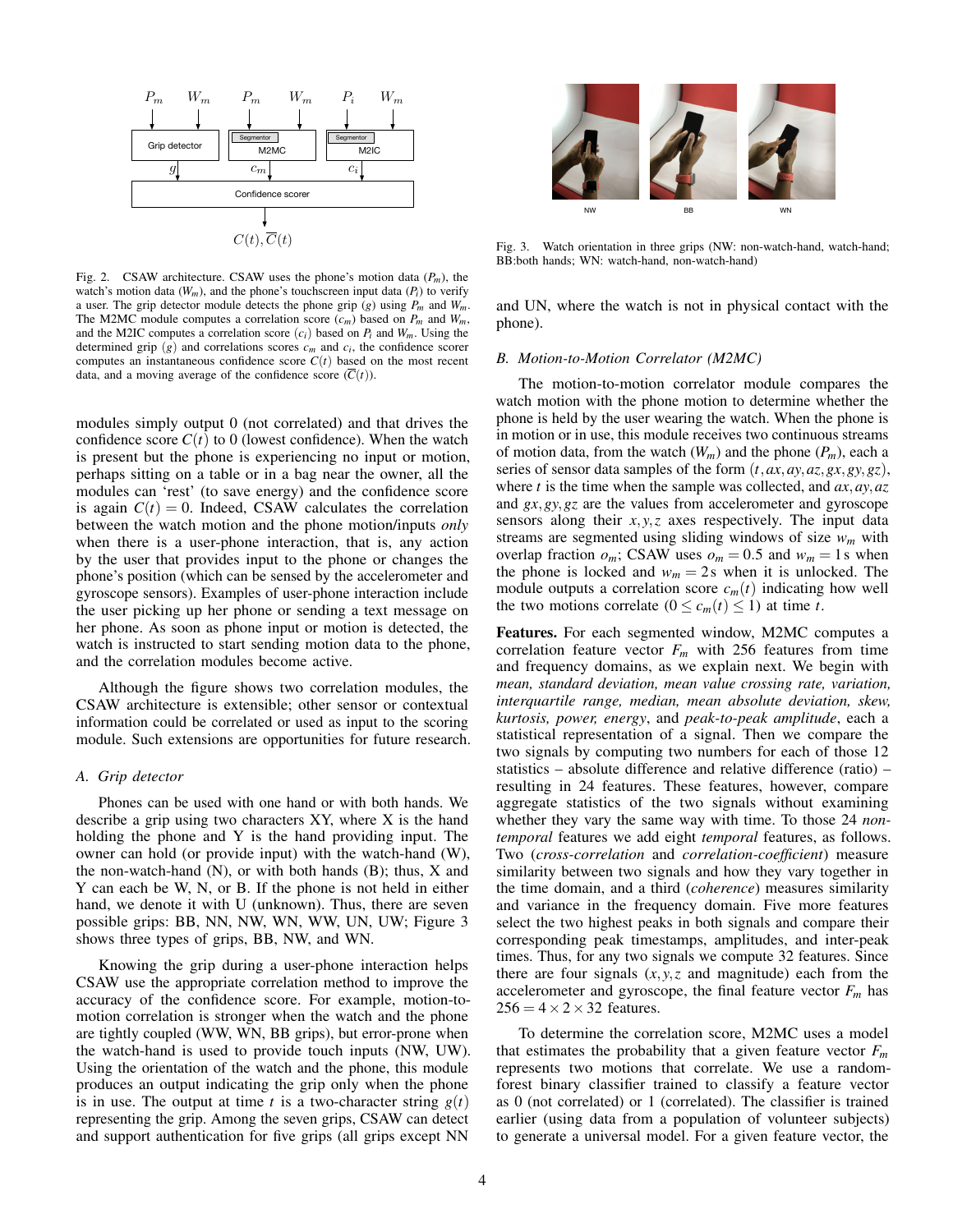$P_m$ $W_m$ $P_m$ $W_m$ $P_i$ $W_m$

Grip detector

Segmentor

M2MC

Segmentor

M2IC

$g$ $c_m$ $c_i$

Confidence scorer

$C(t), \overline{C}(t)$

Fig. 2. CSAW architecture. CSAW uses the phone's motion data ($P_m$), the watch's motion data ($W_m$), and the phone's touchscreen input data ($P_i$) to verify a user. The grip detector module detects the phone grip ($g$) using $P_m$ and $W_m$. The M2MC module computes a correlation score ($c_m$) based on $P_m$ and $W_m$, and the M2IC computes a correlation score ($c_i$) based on $P_i$ and $W_m$. Using the determined grip ($g$) and correlations scores $c_m$ and $c_i$, the confidence scorer computes an instantaneous confidence score $C(t)$ based on the most recent data, and a moving average of the confidence score ($\overline{C}(t)$).

modules simply output 0 (not correlated) and that drives the confidence score $C(t)$ to 0 (lowest confidence). When the watch is present but the phone is experiencing no input or motion, perhaps sitting on a table or in a bag near the owner, all the modules can 'rest' (to save energy) and the confidence score is again $C(t) = 0$. Indeed, CSAW calculates the correlation between the watch motion and the phone motion/inputs *only* when there is a user-phone interaction, that is, any action by the user that provides input to the phone or changes the phone's position (which can be sensed by the accelerometer and gyroscope sensors). Examples of user-phone interaction include the user picking up her phone or sending a text message on her phone. As soon as phone input or motion is detected, the watch is instructed to start sending motion data to the phone, and the correlation modules become active.

Although the figure shows two correlation modules, the CSAW architecture is extensible; other sensor or contextual information could be correlated or used as input to the scoring module. Such extensions are opportunities for future research.

### *A. Grip detector*

Phones can be used with one hand or with both hands. We describe a grip using two characters XY, where X is the hand holding the phone and Y is the hand providing input. The owner can hold (or provide input) with the watch-hand (W), the non-watch-hand (N), or with both hands (B); thus, X and Y can each be W, N, or B. If the phone is not held in either hand, we denote it with U (unknown). Thus, there are seven possible grips: BB, NN, NW, WN, WW, UN, UW; Figure 3 shows three types of grips, BB, NW, and WN.

Knowing the grip during a user-phone interaction helps CSAW use the appropriate correlation method to improve the accuracy of the confidence score. For example, motion-to-motion correlation is stronger when the watch and the phone are tightly coupled (WW, WN, BB grips), but error-prone when the watch-hand is used to provide touch inputs (NW, UW). Using the orientation of the watch and the phone, this module produces an output indicating the grip only when the phone is in use. The output at time $t$ is a two-character string $g(t)$ representing the grip. Among the seven grips, CSAW can detect and support authentication for five grips (all grips except NN and UN, where the watch is not in physical contact with the phone).

NW BB WN

Fig. 3. Watch orientation in three grips (NW: non-watch-hand, watch-hand; BB:both hands; WN: watch-hand, non-watch-hand)

### *B. Motion-to-Motion Correlator (M2MC)*

The motion-to-motion correlator module compares the watch motion with the phone motion to determine whether the phone is held by the user wearing the watch. When the phone is in motion or in use, this module receives two continuous streams of motion data, from the watch ($W_m$) and the phone ($P_m$), each a series of sensor data samples of the form $(t, ax, ay, az, gx, gy, gz)$, where $t$ is the time when the sample was collected, and $ax, ay, az$ and $gx, gy, gz$ are the values from accelerometer and gyroscope sensors along their $x, y, z$ axes respectively. The input data streams are segmented using sliding windows of size $w_m$ with overlap fraction $o_m$; CSAW uses $o_m = 0.5$ and $w_m = 1$ s when the phone is locked and $w_m = 2$ s when it is unlocked. The module outputs a correlation score $c_m(t)$ indicating how well the two motions correlate ($0 \leq c_m(t) \leq 1$) at time $t$.

**Features.** For each segmented window, M2MC computes a correlation feature vector $F_m$ with 256 features from time and frequency domains, as we explain next. We begin with *mean, standard deviation, mean value crossing rate, variation, interquartile range, median, mean absolute deviation, skew, kurtosis, power, energy*, and *peak-to-peak amplitude*, each a statistical representation of a signal. Then we compare the two signals by computing two numbers for each of those 12 statistics – absolute difference and relative difference (ratio) – resulting in 24 features. These features, however, compare aggregate statistics of the two signals without examining whether they vary the same way with time. To those 24 *non-temporal* features we add eight *temporal* features, as follows. Two (*cross-correlation* and *correlation-coefficient*) measure similarity between two signals and how they vary together in the time domain, and a third (*coherence*) measures similarity and variance in the frequency domain. Five more features select the two highest peaks in both signals and compare their corresponding peak timestamps, amplitudes, and inter-peak times. Thus, for any two signals we compute 32 features. Since there are four signals ($x, y, z$ and magnitude) each from the accelerometer and gyroscope, the final feature vector $F_m$ has $256 = 4 \times 2 \times 32$ features.

To determine the correlation score, M2MC uses a model that estimates the probability that a given feature vector $F_m$ represents two motions that correlate. We use a random-forest binary classifier trained to classify a feature vector as 0 (not correlated) or 1 (correlated). The classifier is trained earlier (using data from a population of volunteer subjects) to generate a universal model. For a given feature vector, the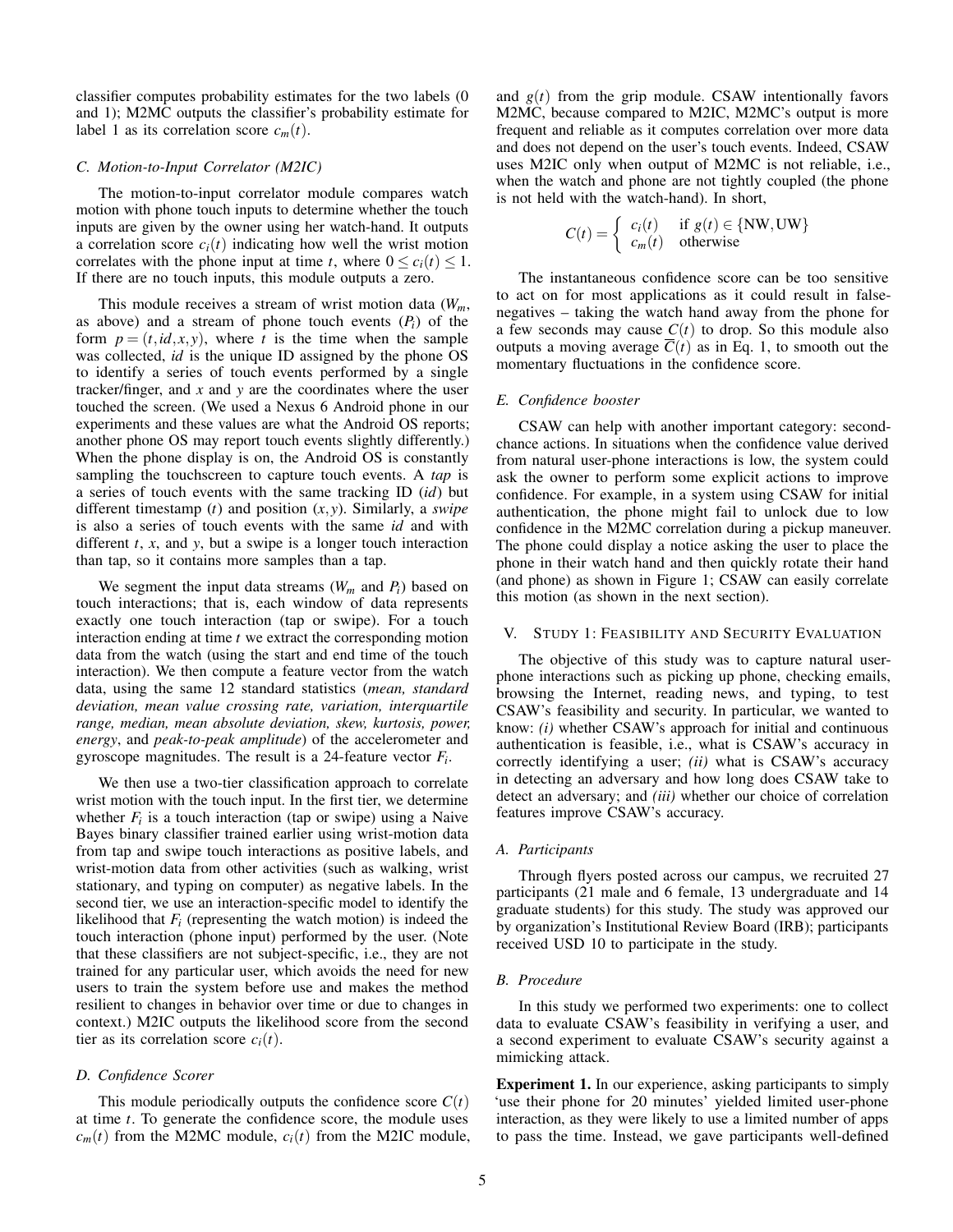classifier computes probability estimates for the two labels (0 and 1); M2MC outputs the classifier's probability estimate for label 1 as its correlation score $c_m(t)$.

### C. Motion-to-Input Correlator (M2IC)

The motion-to-input correlator module compares watch motion with phone touch inputs to determine whether the touch inputs are given by the owner using her watch-hand. It outputs a correlation score $c_i(t)$ indicating how well the wrist motion correlates with the phone input at time $t$, where $0 \leq c_i(t) \leq 1$. If there are no touch inputs, this module outputs a zero.

This module receives a stream of wrist motion data ($W_m$, as above) and a stream of phone touch events ($P_i$) of the form $p = (t, id, x, y)$, where $t$ is the time when the sample was collected, $id$ is the unique ID assigned by the phone OS to identify a series of touch events performed by a single tracker/finger, and $x$ and $y$ are the coordinates where the user touched the screen. (We used a Nexus 6 Android phone in our experiments and these values are what the Android OS reports; another phone OS may report touch events slightly differently.) When the phone display is on, the Android OS is constantly sampling the touchscreen to capture touch events. A *tap* is a series of touch events with the same tracking ID ($id$) but different timestamp ($t$) and position $(x, y)$. Similarly, a *swipe* is also a series of touch events with the same $id$ and with different $t$, $x$, and $y$, but a swipe is a longer touch interaction than tap, so it contains more samples than a tap.

We segment the input data streams ($W_m$ and $P_i$) based on touch interactions; that is, each window of data represents exactly one touch interaction (tap or swipe). For a touch interaction ending at time $t$ we extract the corresponding motion data from the watch (using the start and end time of the touch interaction). We then compute a feature vector from the watch data, using the same 12 standard statistics (*mean, standard deviation, mean value crossing rate, variation, interquartile range, median, mean absolute deviation, skew, kurtosis, power, energy*, and *peak-to-peak amplitude*) of the accelerometer and gyroscope magnitudes. The result is a 24-feature vector $F_i$.

We then use a two-tier classification approach to correlate wrist motion with the touch input. In the first tier, we determine whether $F_i$ is a touch interaction (tap or swipe) using a Naive Bayes binary classifier trained earlier using wrist-motion data from tap and swipe touch interactions as positive labels, and wrist-motion data from other activities (such as walking, wrist stationary, and typing on computer) as negative labels. In the second tier, we use an interaction-specific model to identify the likelihood that $F_i$ (representing the watch motion) is indeed the touch interaction (phone input) performed by the user. (Note that these classifiers are not subject-specific, i.e., they are not trained for any particular user, which avoids the need for new users to train the system before use and makes the method resilient to changes in behavior over time or due to changes in context.) M2IC outputs the likelihood score from the second tier as its correlation score $c_i(t)$.

### D. Confidence Scorer

This module periodically outputs the confidence score $C(t)$ at time $t$. To generate the confidence score, the module uses $c_m(t)$ from the M2MC module, $c_i(t)$ from the M2IC module, and $g(t)$ from the grip module. CSAW intentionally favors M2MC, because compared to M2IC, M2MC's output is more frequent and reliable as it computes correlation over more data and does not depend on the user's touch events. Indeed, CSAW uses M2IC only when output of M2MC is not reliable, i.e., when the watch and phone are not tightly coupled (the phone is not held with the watch-hand). In short,

$$C(t) = \begin{cases} c_i(t) & \text{if } g(t) \in \{\text{NW}, \text{UW}\} \\ c_m(t) & \text{otherwise} \end{cases}$$

The instantaneous confidence score can be too sensitive to act on for most applications as it could result in false-negatives – taking the watch hand away from the phone for a few seconds may cause $C(t)$ to drop. So this module also outputs a moving average $\overline{C}(t)$ as in Eq. 1, to smooth out the momentary fluctuations in the confidence score.

### E. Confidence booster

CSAW can help with another important category: second-chance actions. In situations when the confidence value derived from natural user-phone interactions is low, the system could ask the owner to perform some explicit actions to improve confidence. For example, in a system using CSAW for initial authentication, the phone might fail to unlock due to low confidence in the M2MC correlation during a pickup maneuver. The phone could display a notice asking the user to place the phone in their watch hand and then quickly rotate their hand (and phone) as shown in Figure 1; CSAW can easily correlate this motion (as shown in the next section).

## V. Study 1: Feasibility and Security Evaluation

The objective of this study was to capture natural user-phone interactions such as picking up phone, checking emails, browsing the Internet, reading news, and typing, to test CSAW's feasibility and security. In particular, we wanted to know: *(i)* whether CSAW's approach for initial and continuous authentication is feasible, i.e., what is CSAW's accuracy in correctly identifying a user; *(ii)* what is CSAW's accuracy in detecting an adversary and how long does CSAW take to detect an adversary; and *(iii)* whether our choice of correlation features improve CSAW's accuracy.

### A. Participants

Through flyers posted across our campus, we recruited 27 participants (21 male and 6 female, 13 undergraduate and 14 graduate students) for this study. The study was approved our by organization's Institutional Review Board (IRB); participants received USD 10 to participate in the study.

### B. Procedure

In this study we performed two experiments: one to collect data to evaluate CSAW's feasibility in verifying a user, and a second experiment to evaluate CSAW's security against a mimicking attack.

**Experiment 1.** In our experience, asking participants to simply 'use their phone for 20 minutes' yielded limited user-phone interaction, as they were likely to use a limited number of apps to pass the time. Instead, we gave participants well-defined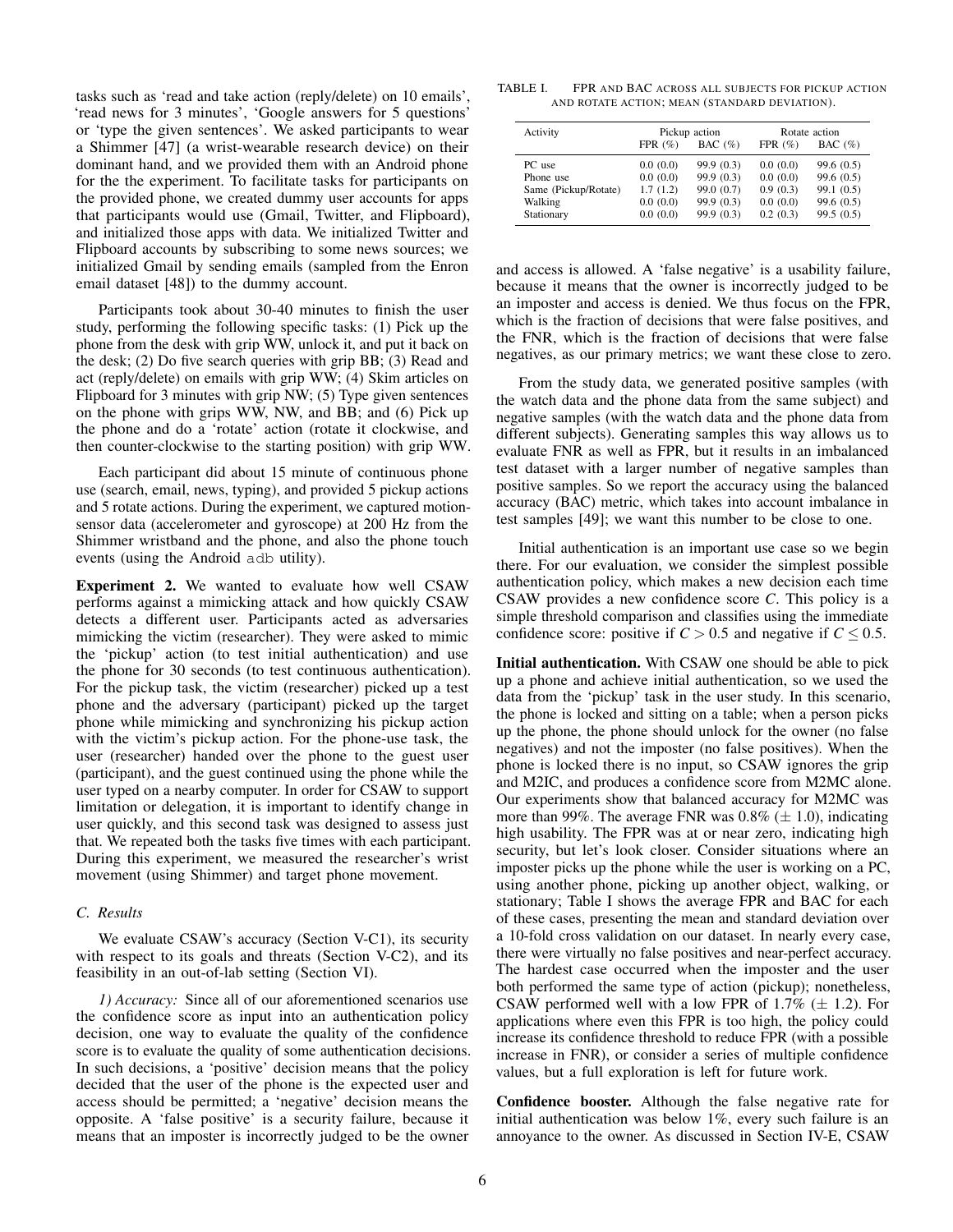tasks such as 'read and take action (reply/delete) on 10 emails', 'read news for 3 minutes', 'Google answers for 5 questions' or 'type the given sentences'. We asked participants to wear a Shimmer [47] (a wrist-wearable research device) on their dominant hand, and we provided them with an Android phone for the the experiment. To facilitate tasks for participants on the provided phone, we created dummy user accounts for apps that participants would use (Gmail, Twitter, and Flipboard), and initialized those apps with data. We initialized Twitter and Flipboard accounts by subscribing to some news sources; we initialized Gmail by sending emails (sampled from the Enron email dataset [48]) to the dummy account.

Participants took about 30-40 minutes to finish the user study, performing the following specific tasks: (1) Pick up the phone from the desk with grip WW, unlock it, and put it back on the desk; (2) Do five search queries with grip BB; (3) Read and act (reply/delete) on emails with grip WW; (4) Skim articles on Flipboard for 3 minutes with grip NW; (5) Type given sentences on the phone with grips WW, NW, and BB; and (6) Pick up the phone and do a 'rotate' action (rotate it clockwise, and then counter-clockwise to the starting position) with grip WW.

Each participant did about 15 minute of continuous phone use (search, email, news, typing), and provided 5 pickup actions and 5 rotate actions. During the experiment, we captured motion-sensor data (accelerometer and gyroscope) at 200 Hz from the Shimmer wristband and the phone, and also the phone touch events (using the Android `adb` utility).

**Experiment 2.** We wanted to evaluate how well CSAW performs against a mimicking attack and how quickly CSAW detects a different user. Participants acted as adversaries mimicking the victim (researcher). They were asked to mimic the 'pickup' action (to test initial authentication) and use the phone for 30 seconds (to test continuous authentication). For the pickup task, the victim (researcher) picked up a test phone and the adversary (participant) picked up the target phone while mimicking and synchronizing his pickup action with the victim's pickup action. For the phone-use task, the user (researcher) handed over the phone to the guest user (participant), and the guest continued using the phone while the user typed on a nearby computer. In order for CSAW to support limitation or delegation, it is important to identify change in user quickly, and this second task was designed to assess just that. We repeated both the tasks five times with each participant. During this experiment, we measured the researcher's wrist movement (using Shimmer) and target phone movement.

### C. Results

We evaluate CSAW's accuracy (Section V-C1), its security with respect to its goals and threats (Section V-C2), and its feasibility in an out-of-lab setting (Section VI).

*1) Accuracy:* Since all of our aforementioned scenarios use the confidence score as input into an authentication policy decision, one way to evaluate the quality of the confidence score is to evaluate the quality of some authentication decisions. In such decisions, a 'positive' decision means that the policy decided that the user of the phone is the expected user and access should be permitted; a 'negative' decision means the opposite. A 'false positive' is a security failure, because it means that an imposter is incorrectly judged to be the owner and access is allowed. A 'false negative' is a usability failure, because it means that the owner is incorrectly judged to be an imposter and access is denied. We thus focus on the FPR, which is the fraction of decisions that were false positives, and the FNR, which is the fraction of decisions that were false negatives, as our primary metrics; we want these close to zero.

TABLE I. FPR AND BAC ACROSS ALL SUBJECTS FOR PICKUP ACTION AND ROTATE ACTION; MEAN (STANDARD DEVIATION).

| Activity | Pickup action | | Rotate action | |
|---|---|---|---|---|
| | FPR (%) | BAC (%) | FPR (%) | BAC (%) |
| PC use | 0.0 (0.0) | 99.9 (0.3) | 0.0 (0.0) | 99.6 (0.5) |
| Phone use | 0.0 (0.0) | 99.9 (0.3) | 0.0 (0.0) | 99.6 (0.5) |
| Same (Pickup/Rotate) | 1.7 (1.2) | 99.0 (0.7) | 0.9 (0.3) | 99.1 (0.5) |
| Walking | 0.0 (0.0) | 99.9 (0.3) | 0.0 (0.0) | 99.6 (0.5) |
| Stationary | 0.0 (0.0) | 99.9 (0.3) | 0.2 (0.3) | 99.5 (0.5) |

From the study data, we generated positive samples (with the watch data and the phone data from the same subject) and negative samples (with the watch data and the phone data from different subjects). Generating samples this way allows us to evaluate FNR as well as FPR, but it results in an imbalanced test dataset with a larger number of negative samples than positive samples. So we report the accuracy using the balanced accuracy (BAC) metric, which takes into account imbalance in test samples [49]; we want this number to be close to one.

Initial authentication is an important use case so we begin there. For our evaluation, we consider the simplest possible authentication policy, which makes a new decision each time CSAW provides a new confidence score $C$. This policy is a simple threshold comparison and classifies using the immediate confidence score: positive if $C > 0.5$ and negative if $C \leq 0.5$.

**Initial authentication.** With CSAW one should be able to pick up a phone and achieve initial authentication, so we used the data from the 'pickup' task in the user study. In this scenario, the phone is locked and sitting on a table; when a person picks up the phone, the phone should unlock for the owner (no false negatives) and not the imposter (no false positives). When the phone is locked there is no input, so CSAW ignores the grip and M2IC, and produces a confidence score from M2MC alone. Our experiments show that balanced accuracy for M2MC was more than 99%. The average FNR was 0.8% ($\pm$ 1.0), indicating high usability. The FPR was at or near zero, indicating high security, but let's look closer. Consider situations where an imposter picks up the phone while the user is working on a PC, using another phone, picking up another object, walking, or stationary; Table I shows the average FPR and BAC for each of these cases, presenting the mean and standard deviation over a 10-fold cross validation on our dataset. In nearly every case, there were virtually no false positives and near-perfect accuracy. The hardest case occurred when the imposter and the user both performed the same type of action (pickup); nonetheless, CSAW performed well with a low FPR of 1.7% ($\pm$ 1.2). For applications where even this FPR is too high, the policy could increase its confidence threshold to reduce FPR (with a possible increase in FNR), or consider a series of multiple confidence values, but a full exploration is left for future work.

**Confidence booster.** Although the false negative rate for initial authentication was below 1%, every such failure is an annoyance to the owner. As discussed in Section IV-E, CSAW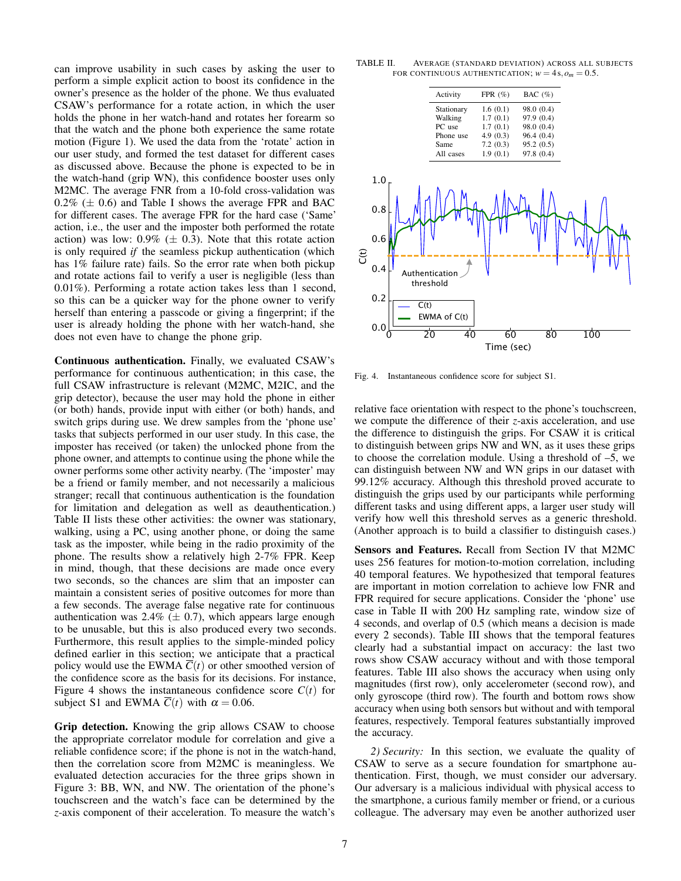can improve usability in such cases by asking the user to perform a simple explicit action to boost its confidence in the owner's presence as the holder of the phone. We thus evaluated CSAW's performance for a rotate action, in which the user holds the phone in her watch-hand and rotates her forearm so that the watch and the phone both experience the same rotate motion (Figure 1). We used the data from the 'rotate' action in our user study, and formed the test dataset for different cases as discussed above. Because the phone is expected to be in the watch-hand (grip WN), this confidence booster uses only M2MC. The average FNR from a 10-fold cross-validation was 0.2% (± 0.6) and Table I shows the average FPR and BAC for different cases. The average FPR for the hard case ('Same' action, i.e., the user and the imposter both performed the rotate action) was low: 0.9% (± 0.3). Note that this rotate action is only required *if* the seamless pickup authentication (which has 1% failure rate) fails. So the error rate when both pickup and rotate actions fail to verify a user is negligible (less than 0.01%). Performing a rotate action takes less than 1 second, so this can be a quicker way for the phone owner to verify herself than entering a passcode or giving a fingerprint; if the user is already holding the phone with her watch-hand, she does not even have to change the phone grip.

**Continuous authentication.** Finally, we evaluated CSAW's performance for continuous authentication; in this case, the full CSAW infrastructure is relevant (M2MC, M2IC, and the grip detector), because the user may hold the phone in either (or both) hands, provide input with either (or both) hands, and switch grips during use. We drew samples from the 'phone use' tasks that subjects performed in our user study. In this case, the imposter has received (or taken) the unlocked phone from the phone owner, and attempts to continue using the phone while the owner performs some other activity nearby. (The 'imposter' may be a friend or family member, and not necessarily a malicious stranger; recall that continuous authentication is the foundation for limitation and delegation as well as deauthentication.) Table II lists these other activities: the owner was stationary, walking, using a PC, using another phone, or doing the same task as the imposter, while being in the radio proximity of the phone. The results show a relatively high 2-7% FPR. Keep in mind, though, that these decisions are made once every two seconds, so the chances are slim that an imposter can maintain a consistent series of positive outcomes for more than a few seconds. The average false negative rate for continuous authentication was 2.4% (± 0.7), which appears large enough to be unusable, but this is also produced every two seconds. Furthermore, this result applies to the simple-minded policy defined earlier in this section; we anticipate that a practical policy would use the EWMA $\overline{C}(t)$ or other smoothed version of the confidence score as the basis for its decisions. For instance, Figure 4 shows the instantaneous confidence score $C(t)$ for subject S1 and EWMA $\overline{C}(t)$ with $\alpha = 0.06$.

**Grip detection.** Knowing the grip allows CSAW to choose the appropriate correlator module for correlation and give a reliable confidence score; if the phone is not in the watch-hand, then the correlation score from M2MC is meaningless. We evaluated detection accuracies for the three grips shown in Figure 3: BB, WN, and NW. The orientation of the phone's touchscreen and the watch's face can be determined by the $z$-axis component of their acceleration. To measure the watch's relative face orientation with respect to the phone's touchscreen, we compute the difference of their $z$-axis acceleration, and use the difference to distinguish the grips. For CSAW it is critical to distinguish between grips NW and WN, as it uses these grips to choose the correlation module. Using a threshold of –5, we can distinguish between NW and WN grips in our dataset with 99.12% accuracy. Although this threshold proved accurate to distinguish the grips used by our participants while performing different tasks and using different apps, a larger user study will verify how well this threshold serves as a generic threshold. (Another approach is to build a classifier to distinguish cases.)

TABLE II. AVERAGE (STANDARD DEVIATION) ACROSS ALL SUBJECTS FOR CONTINUOUS AUTHENTICATION; $w = 4\,\text{s}, o_m = 0.5$.

| Activity | FPR (%) | BAC (%) |
|---|---|---|
| Stationary | 1.6 (0.1) | 98.0 (0.4) |
| Walking | 1.7 (0.1) | 97.9 (0.4) |
| PC use | 1.7 (0.1) | 98.0 (0.4) |
| Phone use | 4.9 (0.3) | 96.4 (0.4) |
| Same | 7.2 (0.3) | 95.2 (0.5) |
| All cases | 1.9 (0.1) | 97.8 (0.4) |

1.0
0.8
0.6
0.4
0.2
0.0
C(t)
0
20
40
60
80
100
Time (sec)
Authentication threshold
C(t)
EWMA of C(t)

Fig. 4. Instantaneous confidence score for subject S1.

**Sensors and Features.** Recall from Section IV that M2MC uses 256 features for motion-to-motion correlation, including 40 temporal features. We hypothesized that temporal features are important in motion correlation to achieve low FNR and FPR required for secure applications. Consider the 'phone' use case in Table II with 200 Hz sampling rate, window size of 4 seconds, and overlap of 0.5 (which means a decision is made every 2 seconds). Table III shows that the temporal features clearly had a substantial impact on accuracy: the last two rows show CSAW accuracy without and with those temporal features. Table III also shows the accuracy when using only magnitudes (first row), only accelerometer (second row), and only gyroscope (third row). The fourth and bottom rows show accuracy when using both sensors but without and with temporal features, respectively. Temporal features substantially improved the accuracy.

*2) Security:* In this section, we evaluate the quality of CSAW to serve as a secure foundation for smartphone authentication. First, though, we must consider our adversary. Our adversary is a malicious individual with physical access to the smartphone, a curious family member or friend, or a curious colleague. The adversary may even be another authorized user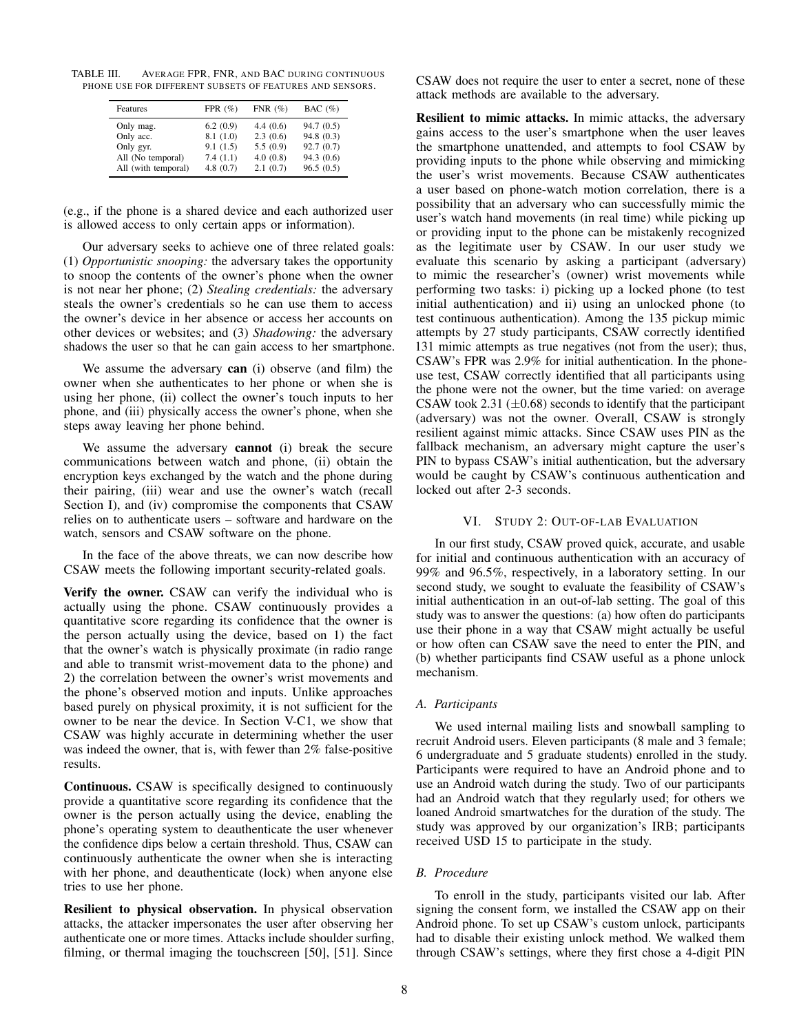TABLE III. AVERAGE FPR, FNR, AND BAC DURING CONTINUOUS PHONE USE FOR DIFFERENT SUBSETS OF FEATURES AND SENSORS.

| Features | FPR (%) | FNR (%) | BAC (%) |
|---|---|---|---|
| Only mag. | 6.2 (0.9) | 4.4 (0.6) | 94.7 (0.5) |
| Only acc. | 8.1 (1.0) | 2.3 (0.6) | 94.8 (0.3) |
| Only gyr. | 9.1 (1.5) | 5.5 (0.9) | 92.7 (0.7) |
| All (No temporal) | 7.4 (1.1) | 4.0 (0.8) | 94.3 (0.6) |
| All (with temporal) | 4.8 (0.7) | 2.1 (0.7) | 96.5 (0.5) |

(e.g., if the phone is a shared device and each authorized user is allowed access to only certain apps or information).

Our adversary seeks to achieve one of three related goals: (1) *Opportunistic snooping:* the adversary takes the opportunity to snoop the contents of the owner's phone when the owner is not near her phone; (2) *Stealing credentials:* the adversary steals the owner's credentials so he can use them to access the owner's device in her absence or access her accounts on other devices or websites; and (3) *Shadowing:* the adversary shadows the user so that he can gain access to her smartphone.

We assume the adversary **can** (i) observe (and film) the owner when she authenticates to her phone or when she is using her phone, (ii) collect the owner's touch inputs to her phone, and (iii) physically access the owner's phone, when she steps away leaving her phone behind.

We assume the adversary **cannot** (i) break the secure communications between watch and phone, (ii) obtain the encryption keys exchanged by the watch and the phone during their pairing, (iii) wear and use the owner's watch (recall Section I), and (iv) compromise the components that CSAW relies on to authenticate users – software and hardware on the watch, sensors and CSAW software on the phone.

In the face of the above threats, we can now describe how CSAW meets the following important security-related goals.

**Verify the owner.** CSAW can verify the individual who is actually using the phone. CSAW continuously provides a quantitative score regarding its confidence that the owner is the person actually using the device, based on 1) the fact that the owner's watch is physically proximate (in radio range and able to transmit wrist-movement data to the phone) and 2) the correlation between the owner's wrist movements and the phone's observed motion and inputs. Unlike approaches based purely on physical proximity, it is not sufficient for the owner to be near the device. In Section V-C1, we show that CSAW was highly accurate in determining whether the user was indeed the owner, that is, with fewer than 2% false-positive results.

**Continuous.** CSAW is specifically designed to continuously provide a quantitative score regarding its confidence that the owner is the person actually using the device, enabling the phone's operating system to deauthenticate the user whenever the confidence dips below a certain threshold. Thus, CSAW can continuously authenticate the owner when she is interacting with her phone, and deauthenticate (lock) when anyone else tries to use her phone.

**Resilient to physical observation.** In physical observation attacks, the attacker impersonates the user after observing her authenticate one or more times. Attacks include shoulder surfing, filming, or thermal imaging the touchscreen [50], [51]. Since CSAW does not require the user to enter a secret, none of these attack methods are available to the adversary.

**Resilient to mimic attacks.** In mimic attacks, the adversary gains access to the user's smartphone when the user leaves the smartphone unattended, and attempts to fool CSAW by providing inputs to the phone while observing and mimicking the user's wrist movements. Because CSAW authenticates a user based on phone-watch motion correlation, there is a possibility that an adversary who can successfully mimic the user's watch hand movements (in real time) while picking up or providing input to the phone can be mistakenly recognized as the legitimate user by CSAW. In our user study we evaluate this scenario by asking a participant (adversary) to mimic the researcher's (owner) wrist movements while performing two tasks: i) picking up a locked phone (to test initial authentication) and ii) using an unlocked phone (to test continuous authentication). Among the 135 pickup mimic attempts by 27 study participants, CSAW correctly identified 131 mimic attempts as true negatives (not from the user); thus, CSAW's FPR was 2.9% for initial authentication. In the phone-use test, CSAW correctly identified that all participants using the phone were not the owner, but the time varied: on average CSAW took 2.31 ($\pm$0.68) seconds to identify that the participant (adversary) was not the owner. Overall, CSAW is strongly resilient against mimic attacks. Since CSAW uses PIN as the fallback mechanism, an adversary might capture the user's PIN to bypass CSAW's initial authentication, but the adversary would be caught by CSAW's continuous authentication and locked out after 2-3 seconds.

# VI. STUDY 2: OUT-OF-LAB EVALUATION

In our first study, CSAW proved quick, accurate, and usable for initial and continuous authentication with an accuracy of 99% and 96.5%, respectively, in a laboratory setting. In our second study, we sought to evaluate the feasibility of CSAW's initial authentication in an out-of-lab setting. The goal of this study was to answer the questions: (a) how often do participants use their phone in a way that CSAW might actually be useful or how often can CSAW save the need to enter the PIN, and (b) whether participants find CSAW useful as a phone unlock mechanism.

## A. Participants

We used internal mailing lists and snowball sampling to recruit Android users. Eleven participants (8 male and 3 female; 6 undergraduate and 5 graduate students) enrolled in the study. Participants were required to have an Android phone and to use an Android watch during the study. Two of our participants had an Android watch that they regularly used; for others we loaned Android smartwatches for the duration of the study. The study was approved by our organization's IRB; participants received USD 15 to participate in the study.

## B. Procedure

To enroll in the study, participants visited our lab. After signing the consent form, we installed the CSAW app on their Android phone. To set up CSAW's custom unlock, participants had to disable their existing unlock method. We walked them through CSAW's settings, where they first chose a 4-digit PIN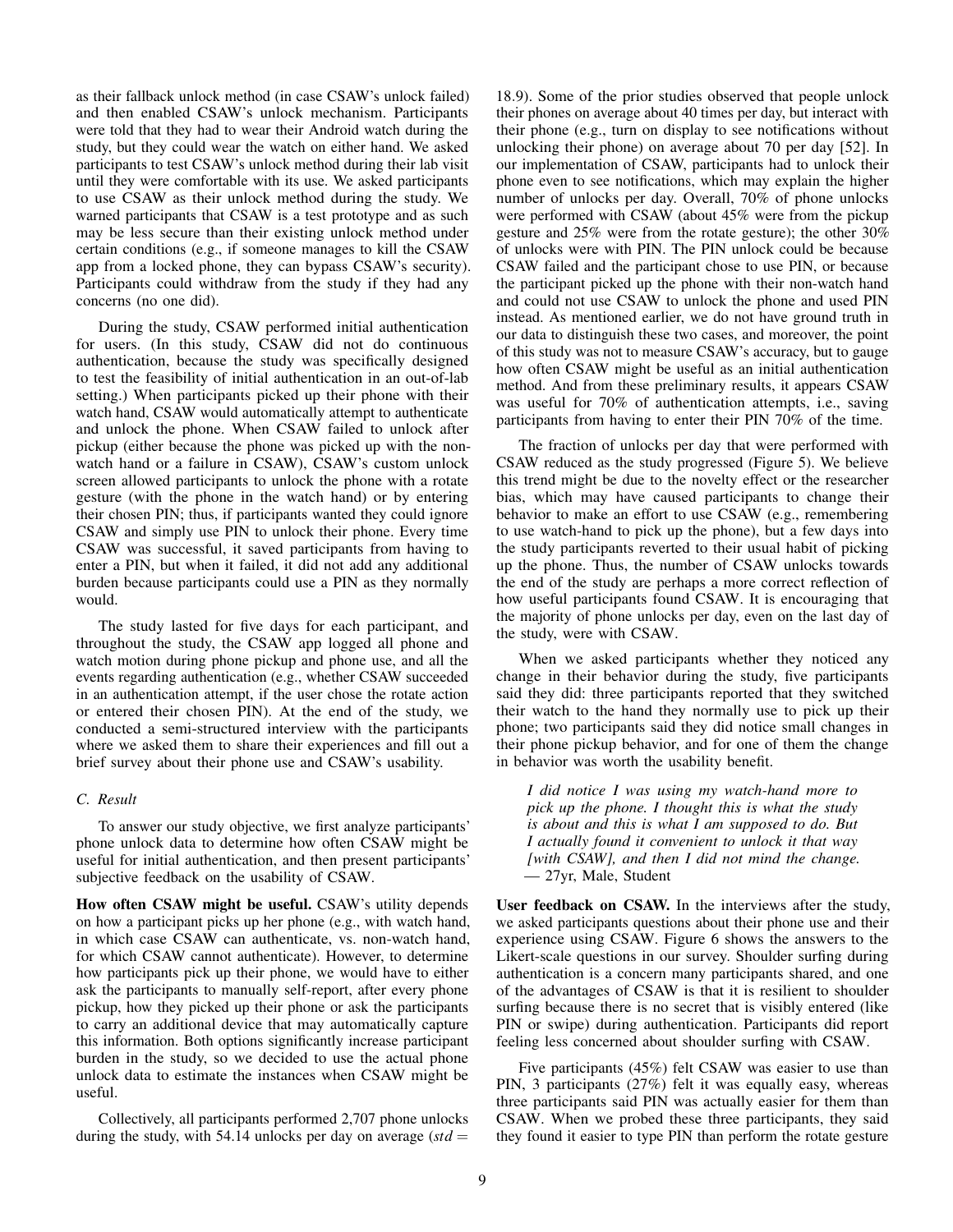as their fallback unlock method (in case CSAW's unlock failed) and then enabled CSAW's unlock mechanism. Participants were told that they had to wear their Android watch during the study, but they could wear the watch on either hand. We asked participants to test CSAW's unlock method during their lab visit until they were comfortable with its use. We asked participants to use CSAW as their unlock method during the study. We warned participants that CSAW is a test prototype and as such may be less secure than their existing unlock method under certain conditions (e.g., if someone manages to kill the CSAW app from a locked phone, they can bypass CSAW's security). Participants could withdraw from the study if they had any concerns (no one did).

During the study, CSAW performed initial authentication for users. (In this study, CSAW did not do continuous authentication, because the study was specifically designed to test the feasibility of initial authentication in an out-of-lab setting.) When participants picked up their phone with their watch hand, CSAW would automatically attempt to authenticate and unlock the phone. When CSAW failed to unlock after pickup (either because the phone was picked up with the non-watch hand or a failure in CSAW), CSAW's custom unlock screen allowed participants to unlock the phone with a rotate gesture (with the phone in the watch hand) or by entering their chosen PIN; thus, if participants wanted they could ignore CSAW and simply use PIN to unlock their phone. Every time CSAW was successful, it saved participants from having to enter a PIN, but when it failed, it did not add any additional burden because participants could use a PIN as they normally would.

The study lasted for five days for each participant, and throughout the study, the CSAW app logged all phone and watch motion during phone pickup and phone use, and all the events regarding authentication (e.g., whether CSAW succeeded in an authentication attempt, if the user chose the rotate action or entered their chosen PIN). At the end of the study, we conducted a semi-structured interview with the participants where we asked them to share their experiences and fill out a brief survey about their phone use and CSAW's usability.

### C. Result

To answer our study objective, we first analyze participants' phone unlock data to determine how often CSAW might be useful for initial authentication, and then present participants' subjective feedback on the usability of CSAW.

**How often CSAW might be useful.** CSAW's utility depends on how a participant picks up her phone (e.g., with watch hand, in which case CSAW can authenticate, vs. non-watch hand, for which CSAW cannot authenticate). However, to determine how participants pick up their phone, we would have to either ask the participants to manually self-report, after every phone pickup, how they picked up their phone or ask the participants to carry an additional device that may automatically capture this information. Both options significantly increase participant burden in the study, so we decided to use the actual phone unlock data to estimate the instances when CSAW might be useful.

Collectively, all participants performed 2,707 phone unlocks during the study, with 54.14 unlocks per day on average ($std =$ 18.9). Some of the prior studies observed that people unlock their phones on average about 40 times per day, but interact with their phone (e.g., turn on display to see notifications without unlocking their phone) on average about 70 per day [52]. In our implementation of CSAW, participants had to unlock their phone even to see notifications, which may explain the higher number of unlocks per day. Overall, 70% of phone unlocks were performed with CSAW (about 45% were from the pickup gesture and 25% were from the rotate gesture); the other 30% of unlocks were with PIN. The PIN unlock could be because CSAW failed and the participant chose to use PIN, or because the participant picked up the phone with their non-watch hand and could not use CSAW to unlock the phone and used PIN instead. As mentioned earlier, we do not have ground truth in our data to distinguish these two cases, and moreover, the point of this study was not to measure CSAW's accuracy, but to gauge how often CSAW might be useful as an initial authentication method. And from these preliminary results, it appears CSAW was useful for 70% of authentication attempts, i.e., saving participants from having to enter their PIN 70% of the time.

The fraction of unlocks per day that were performed with CSAW reduced as the study progressed (Figure 5). We believe this trend might be due to the novelty effect or the researcher bias, which may have caused participants to change their behavior to make an effort to use CSAW (e.g., remembering to use watch-hand to pick up the phone), but a few days into the study participants reverted to their usual habit of picking up the phone. Thus, the number of CSAW unlocks towards the end of the study are perhaps a more correct reflection of how useful participants found CSAW. It is encouraging that the majority of phone unlocks per day, even on the last day of the study, were with CSAW.

When we asked participants whether they noticed any change in their behavior during the study, five participants said they did: three participants reported that they switched their watch to the hand they normally use to pick up their phone; two participants said they did notice small changes in their phone pickup behavior, and for one of them the change in behavior was worth the usability benefit.

> *I did notice I was using my watch-hand more to pick up the phone. I thought this is what the study is about and this is what I am supposed to do. But I actually found it convenient to unlock it that way [with CSAW], and then I did not mind the change.*
> — 27yr, Male, Student

**User feedback on CSAW.** In the interviews after the study, we asked participants questions about their phone use and their experience using CSAW. Figure 6 shows the answers to the Likert-scale questions in our survey. Shoulder surfing during authentication is a concern many participants shared, and one of the advantages of CSAW is that it is resilient to shoulder surfing because there is no secret that is visibly entered (like PIN or swipe) during authentication. Participants did report feeling less concerned about shoulder surfing with CSAW.

Five participants (45%) felt CSAW was easier to use than PIN, 3 participants (27%) felt it was equally easy, whereas three participants said PIN was actually easier for them than CSAW. When we probed these three participants, they said they found it easier to type PIN than perform the rotate gesture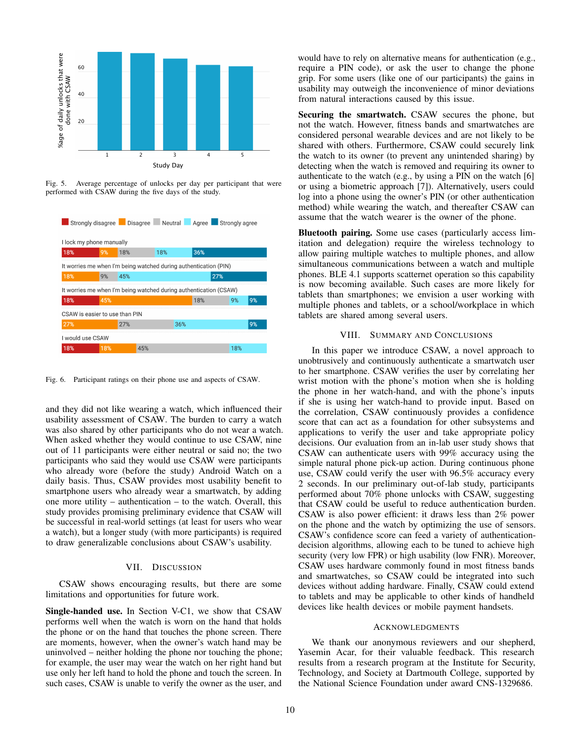%age of daily unlocks that were done with CSAW

60

40

20

1 2 3 4 5

Study Day

Fig. 5. Average percentage of unlocks per day per participant that were performed with CSAW during the five days of the study.

Strongly disagree Disagree Neutral Agree Strongly agree

I lock my phone manually

18% 9% 18% 18% 36%

It worries me when I'm being watched during authentication (PIN)

18% 9% 45% 27%

It worries me when I'm being watched during authentication (CSAW)

18% 45% 18% 9% 9%

CSAW is easier to use than PIN

27% 27% 36% 9%

I would use CSAW

18% 18% 45% 18%

Fig. 6. Participant ratings on their phone use and aspects of CSAW.

and they did not like wearing a watch, which influenced their usability assessment of CSAW. The burden to carry a watch was also shared by other participants who do not wear a watch. When asked whether they would continue to use CSAW, nine out of 11 participants were either neutral or said no; the two participants who said they would use CSAW were participants who already wore (before the study) Android Watch on a daily basis. Thus, CSAW provides most usability benefit to smartphone users who already wear a smartwatch, by adding one more utility – authentication – to the watch. Overall, this study provides promising preliminary evidence that CSAW will be successful in real-world settings (at least for users who wear a watch), but a longer study (with more participants) is required to draw generalizable conclusions about CSAW's usability.

## VII. Discussion

CSAW shows encouraging results, but there are some limitations and opportunities for future work.

**Single-handed use.** In Section V-C1, we show that CSAW performs well when the watch is worn on the hand that holds the phone or on the hand that touches the phone screen. There are moments, however, when the owner's watch hand may be uninvolved – neither holding the phone nor touching the phone; for example, the user may wear the watch on her right hand but use only her left hand to hold the phone and touch the screen. In such cases, CSAW is unable to verify the owner as the user, and would have to rely on alternative means for authentication (e.g., require a PIN code), or ask the user to change the phone grip. For some users (like one of our participants) the gains in usability may outweigh the inconvenience of minor deviations from natural interactions caused by this issue.

**Securing the smartwatch.** CSAW secures the phone, but not the watch. However, fitness bands and smartwatches are considered personal wearable devices and are not likely to be shared with others. Furthermore, CSAW could securely link the watch to its owner (to prevent any unintended sharing) by detecting when the watch is removed and requiring its owner to authenticate to the watch (e.g., by using a PIN on the watch [6] or using a biometric approach [7]). Alternatively, users could log into a phone using the owner's PIN (or other authentication method) while wearing the watch, and thereafter CSAW can assume that the watch wearer is the owner of the phone.

**Bluetooth pairing.** Some use cases (particularly access limitation and delegation) require the wireless technology to allow pairing multiple watches to multiple phones, and allow simultaneous communications between a watch and multiple phones. BLE 4.1 supports scatternet operation so this capability is now becoming available. Such cases are more likely for tablets than smartphones; we envision a user working with multiple phones and tablets, or a school/workplace in which tablets are shared among several users.

## VIII. Summary and Conclusions

In this paper we introduce CSAW, a novel approach to unobtrusively and continuously authenticate a smartwatch user to her smartphone. CSAW verifies the user by correlating her wrist motion with the phone's motion when she is holding the phone in her watch-hand, and with the phone's inputs if she is using her watch-hand to provide input. Based on the correlation, CSAW continuously provides a confidence score that can act as a foundation for other subsystems and applications to verify the user and take appropriate policy decisions. Our evaluation from an in-lab user study shows that CSAW can authenticate users with 99% accuracy using the simple natural phone pick-up action. During continuous phone use, CSAW could verify the user with 96.5% accuracy every 2 seconds. In our preliminary out-of-lab study, participants performed about 70% phone unlocks with CSAW, suggesting that CSAW could be useful to reduce authentication burden. CSAW is also power efficient: it draws less than 2% power on the phone and the watch by optimizing the use of sensors. CSAW's confidence score can feed a variety of authentication-decision algorithms, allowing each to be tuned to achieve high security (very low FPR) or high usability (low FNR). Moreover, CSAW uses hardware commonly found in most fitness bands and smartwatches, so CSAW could be integrated into such devices without adding hardware. Finally, CSAW could extend to tablets and may be applicable to other kinds of handheld devices like health devices or mobile payment handsets.

## Acknowledgments

We thank our anonymous reviewers and our shepherd, Yasemin Acar, for their valuable feedback. This research results from a research program at the Institute for Security, Technology, and Society at Dartmouth College, supported by the National Science Foundation under award CNS-1329686.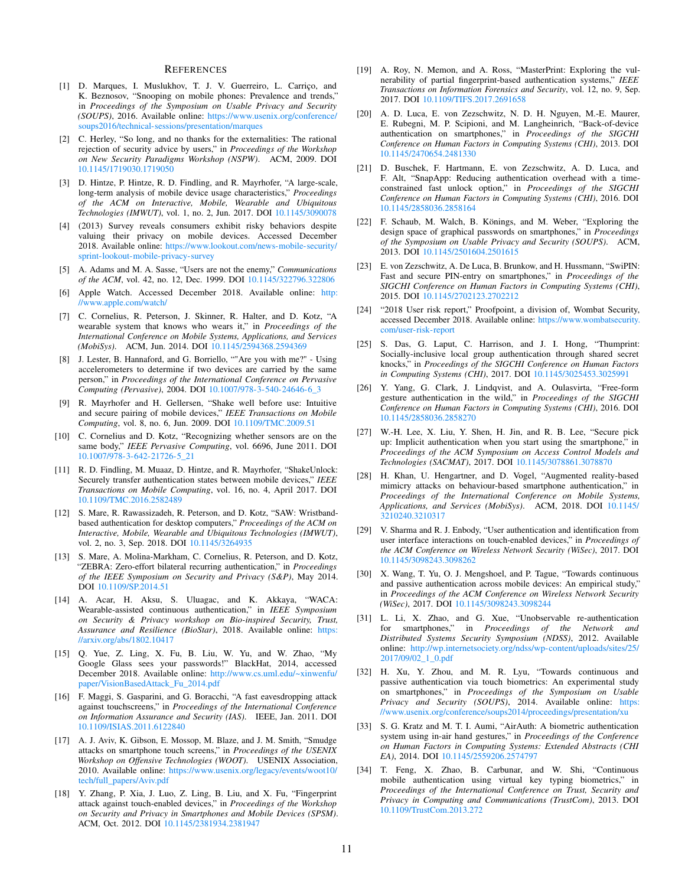# References

[1] D. Marques, I. Muslukhov, T. J. V. Guerreiro, L. Carriço, and K. Beznosov, "Snooping on mobile phones: Prevalence and trends," in *Proceedings of the Symposium on Usable Privacy and Security (SOUPS)*, 2016. Available online: https://www.usenix.org/conference/soups2016/technical-sessions/presentation/marques

[2] C. Herley, "So long, and no thanks for the externalities: The rational rejection of security advice by users," in *Proceedings of the Workshop on New Security Paradigms Workshop (NSPW)*. ACM, 2009. DOI 10.1145/1719030.1719050

[3] D. Hintze, P. Hintze, R. D. Findling, and R. Mayrhofer, "A large-scale, long-term analysis of mobile device usage characteristics," *Proceedings of the ACM on Interactive, Mobile, Wearable and Ubiquitous Technologies (IMWUT)*, vol. 1, no. 2, Jun. 2017. DOI 10.1145/3090078

[4] (2013) Survey reveals consumers exhibit risky behaviors despite valuing their privacy on mobile devices. Accessed December 2018. Available online: https://www.lookout.com/news-mobile-security/sprint-lookout-mobile-privacy-survey

[5] A. Adams and M. A. Sasse, "Users are not the enemy," *Communications of the ACM*, vol. 42, no. 12, Dec. 1999. DOI 10.1145/322796.322806

[6] Apple Watch. Accessed December 2018. Available online: http://www.apple.com/watch/

[7] C. Cornelius, R. Peterson, J. Skinner, R. Halter, and D. Kotz, "A wearable system that knows who wears it," in *Proceedings of the International Conference on Mobile Systems, Applications, and Services (MobiSys)*. ACM, Jun. 2014. DOI 10.1145/2594368.2594369

[8] J. Lester, B. Hannaford, and G. Borriello, ""Are you with me?" - Using accelerometers to determine if two devices are carried by the same person," in *Proceedings of the International Conference on Pervasive Computing (Pervasive)*, 2004. DOI 10.1007/978-3-540-24646-6_3

[9] R. Mayrhofer and H. Gellersen, "Shake well before use: Intuitive and secure pairing of mobile devices," *IEEE Transactions on Mobile Computing*, vol. 8, no. 6, Jun. 2009. DOI 10.1109/TMC.2009.51

[10] C. Cornelius and D. Kotz, "Recognizing whether sensors are on the same body," *IEEE Pervasive Computing*, vol. 6696, June 2011. DOI 10.1007/978-3-642-21726-5_21

[11] R. D. Findling, M. Muaaz, D. Hintze, and R. Mayrhofer, "ShakeUnlock: Securely transfer authentication states between mobile devices," *IEEE Transactions on Mobile Computing*, vol. 16, no. 4, April 2017. DOI 10.1109/TMC.2016.2582489

[12] S. Mare, R. Rawassizadeh, R. Peterson, and D. Kotz, "SAW: Wristband-based authentication for desktop computers," *Proceedings of the ACM on Interactive, Mobile, Wearable and Ubiquitous Technologies (IMWUT)*, vol. 2, no. 3, Sep. 2018. DOI 10.1145/3264935

[13] S. Mare, A. Molina-Markham, C. Cornelius, R. Peterson, and D. Kotz, "ZEBRA: Zero-effort bilateral recurring authentication," in *Proceedings of the IEEE Symposium on Security and Privacy (S&P)*, May 2014. DOI 10.1109/SP.2014.51

[14] A. Acar, H. Aksu, S. Uluagac, and K. Akkaya, "WACA: Wearable-assisted continuous authentication," in *IEEE Symposium on Security & Privacy workshop on Bio-inspired Security, Trust, Assurance and Resilience (BioStar)*, 2018. Available online: https://arxiv.org/abs/1802.10417

[15] Q. Yue, Z. Ling, X. Fu, B. Liu, W. Yu, and W. Zhao, "My Google Glass sees your passwords!" BlackHat, 2014, accessed December 2018. Available online: http://www.cs.uml.edu/~xinwenfu/paper/VisionBasedAttack_Fu_2014.pdf

[16] F. Maggi, S. Gasparini, and G. Boracchi, "A fast eavesdropping attack against touchscreens," in *Proceedings of the International Conference on Information Assurance and Security (IAS)*. IEEE, Jan. 2011. DOI 10.1109/ISIAS.2011.6122840

[17] A. J. Aviv, K. Gibson, E. Mossop, M. Blaze, and J. M. Smith, "Smudge attacks on smartphone touch screens," in *Proceedings of the USENIX Workshop on Offensive Technologies (WOOT)*. USENIX Association, 2010. Available online: https://www.usenix.org/legacy/events/woot10/tech/full_papers/Aviv.pdf

[18] Y. Zhang, P. Xia, J. Luo, Z. Ling, B. Liu, and X. Fu, "Fingerprint attack against touch-enabled devices," in *Proceedings of the Workshop on Security and Privacy in Smartphones and Mobile Devices (SPSM)*. ACM, Oct. 2012. DOI 10.1145/2381934.2381947

[19] A. Roy, N. Memon, and A. Ross, "MasterPrint: Exploring the vulnerability of partial fingerprint-based authentication systems," *IEEE Transactions on Information Forensics and Security*, vol. 12, no. 9, Sep. 2017. DOI 10.1109/TIFS.2017.2691658

[20] A. D. Luca, E. von Zezschwitz, N. D. H. Nguyen, M.-E. Maurer, E. Rubegni, M. P. Scipioni, and M. Langheinrich, "Back-of-device authentication on smartphones," in *Proceedings of the SIGCHI Conference on Human Factors in Computing Systems (CHI)*, 2013. DOI 10.1145/2470654.2481330

[21] D. Buschek, F. Hartmann, E. von Zezschwitz, A. D. Luca, and F. Alt, "SnapApp: Reducing authentication overhead with a time-constrained fast unlock option," in *Proceedings of the SIGCHI Conference on Human Factors in Computing Systems (CHI)*, 2016. DOI 10.1145/2858036.2858164

[22] F. Schaub, M. Walch, B. Könings, and M. Weber, "Exploring the design space of graphical passwords on smartphones," in *Proceedings of the Symposium on Usable Privacy and Security (SOUPS)*. ACM, 2013. DOI 10.1145/2501604.2501615

[23] E. von Zezschwitz, A. De Luca, B. Brunkow, and H. Hussmann, "SwiPIN: Fast and secure PIN-entry on smartphones," in *Proceedings of the SIGCHI Conference on Human Factors in Computing Systems (CHI)*, 2015. DOI 10.1145/2702123.2702212

[24] "2018 User risk report," Proofpoint, a division of, Wombat Security, accessed December 2018. Available online: https://www.wombatsecurity.com/user-risk-report

[25] S. Das, G. Laput, C. Harrison, and J. I. Hong, "Thumprint: Socially-inclusive local group authentication through shared secret knocks," in *Proceedings of the SIGCHI Conference on Human Factors in Computing Systems (CHI)*, 2017. DOI 10.1145/3025453.3025991

[26] Y. Yang, G. Clark, J. Lindqvist, and A. Oulasvirta, "Free-form gesture authentication in the wild," in *Proceedings of the SIGCHI Conference on Human Factors in Computing Systems (CHI)*, 2016. DOI 10.1145/2858036.2858270

[27] W.-H. Lee, X. Liu, Y. Shen, H. Jin, and R. B. Lee, "Secure pick up: Implicit authentication when you start using the smartphone," in *Proceedings of the ACM Symposium on Access Control Models and Technologies (SACMAT)*, 2017. DOI 10.1145/3078861.3078870

[28] H. Khan, U. Hengartner, and D. Vogel, "Augmented reality-based mimicry attacks on behaviour-based smartphone authentication," in *Proceedings of the International Conference on Mobile Systems, Applications, and Services (MobiSys)*. ACM, 2018. DOI 10.1145/3210240.3210317

[29] V. Sharma and R. J. Enbody, "User authentication and identification from user interface interactions on touch-enabled devices," in *Proceedings of the ACM Conference on Wireless Network Security (WiSec)*, 2017. DOI 10.1145/3098243.3098262

[30] X. Wang, T. Yu, O. J. Mengshoel, and P. Tague, "Towards continuous and passive authentication across mobile devices: An empirical study," in *Proceedings of the ACM Conference on Wireless Network Security (WiSec)*, 2017. DOI 10.1145/3098243.3098244

[31] L. Li, X. Zhao, and G. Xue, "Unobservable re-authentication for smartphones," in *Proceedings of the Network and Distributed Systems Security Symposium (NDSS)*, 2012. Available online: http://wp.internetsociety.org/ndss/wp-content/uploads/sites/25/2017/09/02_1_0.pdf

[32] H. Xu, Y. Zhou, and M. R. Lyu, "Towards continuous and passive authentication via touch biometrics: An experimental study on smartphones," in *Proceedings of the Symposium on Usable Privacy and Security (SOUPS)*, 2014. Available online: https://www.usenix.org/conference/soups2014/proceedings/presentation/xu

[33] S. G. Kratz and M. T. I. Aumi, "AirAuth: A biometric authentication system using in-air hand gestures," in *Proceedings of the Conference on Human Factors in Computing Systems: Extended Abstracts (CHI EA)*, 2014. DOI 10.1145/2559206.2574797

[34] T. Feng, X. Zhao, B. Carbunar, and W. Shi, "Continuous mobile authentication using virtual key typing biometrics," in *Proceedings of the International Conference on Trust, Security and Privacy in Computing and Communications (TrustCom)*, 2013. DOI 10.1109/TrustCom.2013.272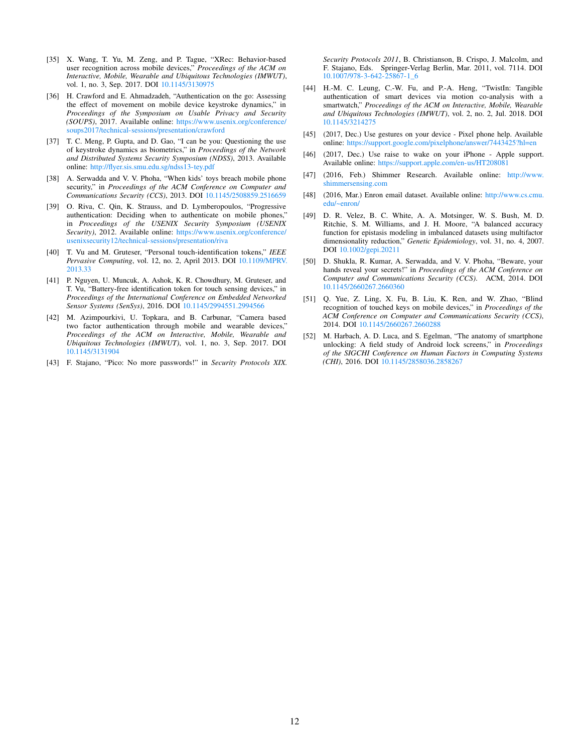[35] X. Wang, T. Yu, M. Zeng, and P. Tague, "XRec: Behavior-based user recognition across mobile devices," *Proceedings of the ACM on Interactive, Mobile, Wearable and Ubiquitous Technologies (IMWUT)*, vol. 1, no. 3, Sep. 2017. DOI 10.1145/3130975

[36] H. Crawford and E. Ahmadzadeh, "Authentication on the go: Assessing the effect of movement on mobile device keystroke dynamics," in *Proceedings of the Symposium on Usable Privacy and Security (SOUPS)*, 2017. Available online: https://www.usenix.org/conference/soups2017/technical-sessions/presentation/crawford

[37] T. C. Meng, P. Gupta, and D. Gao, "I can be you: Questioning the use of keystroke dynamics as biometrics," in *Proceedings of the Network and Distributed Systems Security Symposium (NDSS)*, 2013. Available online: http://flyer.sis.smu.edu.sg/ndss13-tey.pdf

[38] A. Serwadda and V. V. Phoha, "When kids' toys breach mobile phone security," in *Proceedings of the ACM Conference on Computer and Communications Security (CCS)*, 2013. DOI 10.1145/2508859.2516659

[39] O. Riva, C. Qin, K. Strauss, and D. Lymberopoulos, "Progressive authentication: Deciding when to authenticate on mobile phones," in *Proceedings of the USENIX Security Symposium (USENIX Security)*, 2012. Available online: https://www.usenix.org/conference/usenixsecurity12/technical-sessions/presentation/riva

[40] T. Vu and M. Gruteser, "Personal touch-identification tokens," *IEEE Pervasive Computing*, vol. 12, no. 2, April 2013. DOI 10.1109/MPRV.2013.33

[41] P. Nguyen, U. Muncuk, A. Ashok, K. R. Chowdhury, M. Gruteser, and T. Vu, "Battery-free identification token for touch sensing devices," in *Proceedings of the International Conference on Embedded Networked Sensor Systems (SenSys)*, 2016. DOI 10.1145/2994551.2994566

[42] M. Azimpourkivi, U. Topkara, and B. Carbunar, "Camera based two factor authentication through mobile and wearable devices," *Proceedings of the ACM on Interactive, Mobile, Wearable and Ubiquitous Technologies (IMWUT)*, vol. 1, no. 3, Sep. 2017. DOI 10.1145/3131904

[43] F. Stajano, "Pico: No more passwords!" in *Security Protocols XIX. Security Protocols 2011*, B. Christianson, B. Crispo, J. Malcolm, and F. Stajano, Eds. Springer-Verlag Berlin, Mar. 2011, vol. 7114. DOI 10.1007/978-3-642-25867-1_6

[44] H.-M. C. Leung, C.-W. Fu, and P.-A. Heng, "TwistIn: Tangible authentication of smart devices via motion co-analysis with a smartwatch," *Proceedings of the ACM on Interactive, Mobile, Wearable and Ubiquitous Technologies (IMWUT)*, vol. 2, no. 2, Jul. 2018. DOI 10.1145/3214275

[45] (2017, Dec.) Use gestures on your device - Pixel phone help. Available online: https://support.google.com/pixelphone/answer/7443425?hl=en

[46] (2017, Dec.) Use raise to wake on your iPhone - Apple support. Available online: https://support.apple.com/en-us/HT208081

[47] (2016, Feb.) Shimmer Research. Available online: http://www.shimmersensing.com

[48] (2016, Mar.) Enron email dataset. Available online: http://www.cs.cmu.edu/~enron/

[49] D. R. Velez, B. C. White, A. A. Motsinger, W. S. Bush, M. D. Ritchie, S. M. Williams, and J. H. Moore, "A balanced accuracy function for epistasis modeling in imbalanced datasets using multifactor dimensionality reduction," *Genetic Epidemiology*, vol. 31, no. 4, 2007. DOI 10.1002/gepi.20211

[50] D. Shukla, R. Kumar, A. Serwadda, and V. V. Phoha, "Beware, your hands reveal your secrets!" in *Proceedings of the ACM Conference on Computer and Communications Security (CCS)*. ACM, 2014. DOI 10.1145/2660267.2660360

[51] Q. Yue, Z. Ling, X. Fu, B. Liu, K. Ren, and W. Zhao, "Blind recognition of touched keys on mobile devices," in *Proceedings of the ACM Conference on Computer and Communications Security (CCS)*, 2014. DOI 10.1145/2660267.2660288

[52] M. Harbach, A. D. Luca, and S. Egelman, "The anatomy of smartphone unlocking: A field study of Android lock screens," in *Proceedings of the SIGCHI Conference on Human Factors in Computing Systems (CHI)*, 2016. DOI 10.1145/2858036.2858267